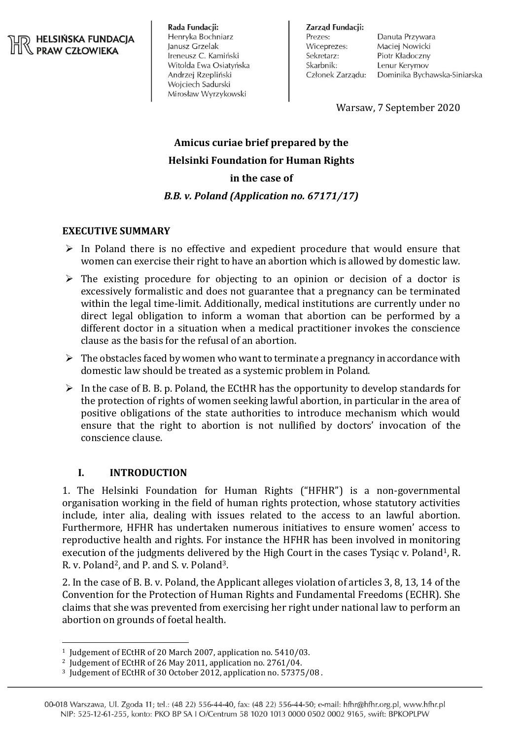HELSIŃSKA FUNDACJA PRAW CZŁOWIEKA

**Rada Fundacji:**
Henryka Bochniarz
Janusz Grzelak
Ireneusz C. Kamiński
Witolda Ewa Osiatyńska
Andrzej Rzepliński
Wojciech Sadurski
Mirosław Wyrzykowski

**Zarząd Fundacji:**

| | |
|---|---|
| Prezes: | Danuta Przywara |
| Wiceprezes: | Maciej Nowicki |
| Sekretarz: | Piotr Kładoczny |
| Skarbnik: | Lenur Kerymov |
| Członek Zarządu: | Dominika Bychawska-Siniarska |

Warsaw, 7 September 2020

**Amicus curiae brief prepared by the**
**Helsinki Foundation for Human Rights**
**in the case of**
***B.B. v. Poland (Application no. 67171/17)***

## EXECUTIVE SUMMARY

- In Poland there is no effective and expedient procedure that would ensure that women can exercise their right to have an abortion which is allowed by domestic law.
- The existing procedure for objecting to an opinion or decision of a doctor is excessively formalistic and does not guarantee that a pregnancy can be terminated within the legal time-limit. Additionally, medical institutions are currently under no direct legal obligation to inform a woman that abortion can be performed by a different doctor in a situation when a medical practitioner invokes the conscience clause as the basis for the refusal of an abortion.
- The obstacles faced by women who want to terminate a pregnancy in accordance with domestic law should be treated as a systemic problem in Poland.
- In the case of B. B. p. Poland, the ECtHR has the opportunity to develop standards for the protection of rights of women seeking lawful abortion, in particular in the area of positive obligations of the state authorities to introduce mechanism which would ensure that the right to abortion is not nullified by doctors' invocation of the conscience clause.

## I. INTRODUCTION

1. The Helsinki Foundation for Human Rights ("HFHR") is a non-governmental organisation working in the field of human rights protection, whose statutory activities include, inter alia, dealing with issues related to the access to an lawful abortion. Furthermore, HFHR has undertaken numerous initiatives to ensure women' access to reproductive health and rights. For instance the HFHR has been involved in monitoring execution of the judgments delivered by the High Court in the cases Tysiąc v. Poland[1], R. R. v. Poland[2], and P. and S. v. Poland[3].

2. In the case of B. B. v. Poland, the Applicant alleges violation of articles 3, 8, 13, 14 of the Convention for the Protection of Human Rights and Fundamental Freedoms (ECHR). She claims that she was prevented from exercising her right under national law to perform an abortion on grounds of foetal health.

[1] Judgement of ECtHR of 20 March 2007, application no. 5410/03.
[2] Judgement of ECtHR of 26 May 2011, application no. 2761/04.
[3] Judgement of ECtHR of 30 October 2012, application no. 57375/08 .

00-018 Warszawa, Ul. Zgoda 11; tel.: (48 22) 556-44-40, fax: (48 22) 556-44-50; e-mail: hfhr@hfhr.org.pl, www.hfhr.pl
NIP: 525-12-61-255, konto: PKO BP SA I O/Centrum 58 1020 1013 0000 0502 0002 9165, swift: BPKOPLPW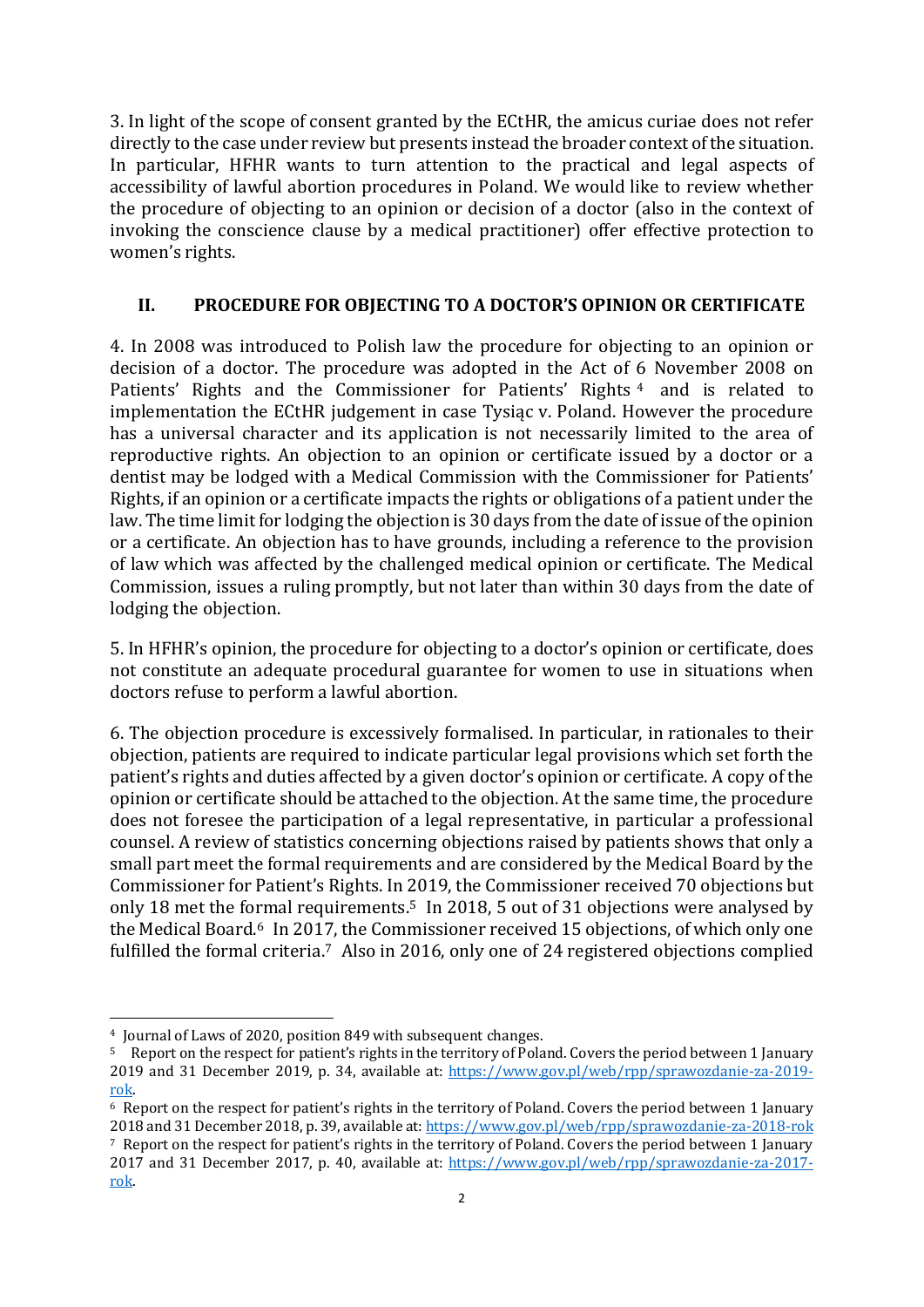3. In light of the scope of consent granted by the ECtHR, the amicus curiae does not refer directly to the case under review but presents instead the broader context of the situation. In particular, HFHR wants to turn attention to the practical and legal aspects of accessibility of lawful abortion procedures in Poland. We would like to review whether the procedure of objecting to an opinion or decision of a doctor (also in the context of invoking the conscience clause by a medical practitioner) offer effective protection to women's rights.

## II. PROCEDURE FOR OBJECTING TO A DOCTOR'S OPINION OR CERTIFICATE

4. In 2008 was introduced to Polish law the procedure for objecting to an opinion or decision of a doctor. The procedure was adopted in the Act of 6 November 2008 on Patients' Rights and the Commissioner for Patients' Rights [4] and is related to implementation the ECtHR judgement in case Tysiąc v. Poland. However the procedure has a universal character and its application is not necessarily limited to the area of reproductive rights. An objection to an opinion or certificate issued by a doctor or a dentist may be lodged with a Medical Commission with the Commissioner for Patients' Rights, if an opinion or a certificate impacts the rights or obligations of a patient under the law. The time limit for lodging the objection is 30 days from the date of issue of the opinion or a certificate. An objection has to have grounds, including a reference to the provision of law which was affected by the challenged medical opinion or certificate. The Medical Commission, issues a ruling promptly, but not later than within 30 days from the date of lodging the objection.

5. In HFHR's opinion, the procedure for objecting to a doctor's opinion or certificate, does not constitute an adequate procedural guarantee for women to use in situations when doctors refuse to perform a lawful abortion.

6. The objection procedure is excessively formalised. In particular, in rationales to their objection, patients are required to indicate particular legal provisions which set forth the patient's rights and duties affected by a given doctor's opinion or certificate. A copy of the opinion or certificate should be attached to the objection. At the same time, the procedure does not foresee the participation of a legal representative, in particular a professional counsel. A review of statistics concerning objections raised by patients shows that only a small part meet the formal requirements and are considered by the Medical Board by the Commissioner for Patient's Rights. In 2019, the Commissioner received 70 objections but only 18 met the formal requirements.[5] In 2018, 5 out of 31 objections were analysed by the Medical Board.[6] In 2017, the Commissioner received 15 objections, of which only one fulfilled the formal criteria.[7] Also in 2016, only one of 24 registered objections complied

---

[4] Journal of Laws of 2020, position 849 with subsequent changes.

[5] Report on the respect for patient's rights in the territory of Poland. Covers the period between 1 January 2019 and 31 December 2019, p. 34, available at: https://www.gov.pl/web/rpp/sprawozdanie-za-2019-rok.

[6] Report on the respect for patient's rights in the territory of Poland. Covers the period between 1 January 2018 and 31 December 2018, p. 39, available at: https://www.gov.pl/web/rpp/sprawozdanie-za-2018-rok

[7] Report on the respect for patient's rights in the territory of Poland. Covers the period between 1 January 2017 and 31 December 2017, p. 40, available at: https://www.gov.pl/web/rpp/sprawozdanie-za-2017-rok.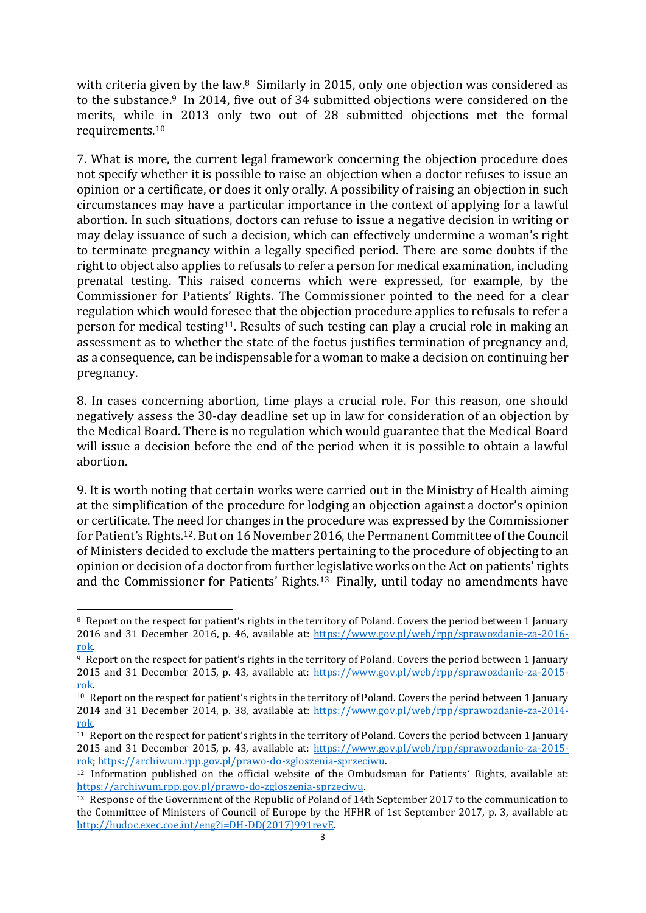with criteria given by the law.[8] Similarly in 2015, only one objection was considered as to the substance.[9] In 2014, five out of 34 submitted objections were considered on the merits, while in 2013 only two out of 28 submitted objections met the formal requirements.[10]

7. What is more, the current legal framework concerning the objection procedure does not specify whether it is possible to raise an objection when a doctor refuses to issue an opinion or a certificate, or does it only orally. A possibility of raising an objection in such circumstances may have a particular importance in the context of applying for a lawful abortion. In such situations, doctors can refuse to issue a negative decision in writing or may delay issuance of such a decision, which can effectively undermine a woman's right to terminate pregnancy within a legally specified period. There are some doubts if the right to object also applies to refusals to refer a person for medical examination, including prenatal testing. This raised concerns which were expressed, for example, by the Commissioner for Patients' Rights. The Commissioner pointed to the need for a clear regulation which would foresee that the objection procedure applies to refusals to refer a person for medical testing[11]. Results of such testing can play a crucial role in making an assessment as to whether the state of the foetus justifies termination of pregnancy and, as a consequence, can be indispensable for a woman to make a decision on continuing her pregnancy.

8. In cases concerning abortion, time plays a crucial role. For this reason, one should negatively assess the 30-day deadline set up in law for consideration of an objection by the Medical Board. There is no regulation which would guarantee that the Medical Board will issue a decision before the end of the period when it is possible to obtain a lawful abortion.

9. It is worth noting that certain works were carried out in the Ministry of Health aiming at the simplification of the procedure for lodging an objection against a doctor's opinion or certificate. The need for changes in the procedure was expressed by the Commissioner for Patient's Rights.[12]. But on 16 November 2016, the Permanent Committee of the Council of Ministers decided to exclude the matters pertaining to the procedure of objecting to an opinion or decision of a doctor from further legislative works on the Act on patients' rights and the Commissioner for Patients' Rights.[13] Finally, until today no amendments have

---

[8] Report on the respect for patient's rights in the territory of Poland. Covers the period between 1 January 2016 and 31 December 2016, p. 46, available at: https://www.gov.pl/web/rpp/sprawozdanie-za-2016-rok.

[9] Report on the respect for patient's rights in the territory of Poland. Covers the period between 1 January 2015 and 31 December 2015, p. 43, available at: https://www.gov.pl/web/rpp/sprawozdanie-za-2015-rok.

[10] Report on the respect for patient's rights in the territory of Poland. Covers the period between 1 January 2014 and 31 December 2014, p. 38, available at: https://www.gov.pl/web/rpp/sprawozdanie-za-2014-rok.

[11] Report on the respect for patient's rights in the territory of Poland. Covers the period between 1 January 2015 and 31 December 2015, p. 43, available at: https://www.gov.pl/web/rpp/sprawozdanie-za-2015-rok; https://archiwum.rpp.gov.pl/prawo-do-zgloszenia-sprzeciwu.

[12] Information published on the official website of the Ombudsman for Patients' Rights, available at: https://archiwum.rpp.gov.pl/prawo-do-zgloszenia-sprzeciwu.

[13] Response of the Government of the Republic of Poland of 14th September 2017 to the communication to the Committee of Ministers of Council of Europe by the HFHR of 1st September 2017, p. 3, available at: http://hudoc.exec.coe.int/eng?i=DH-DD(2017)991revE.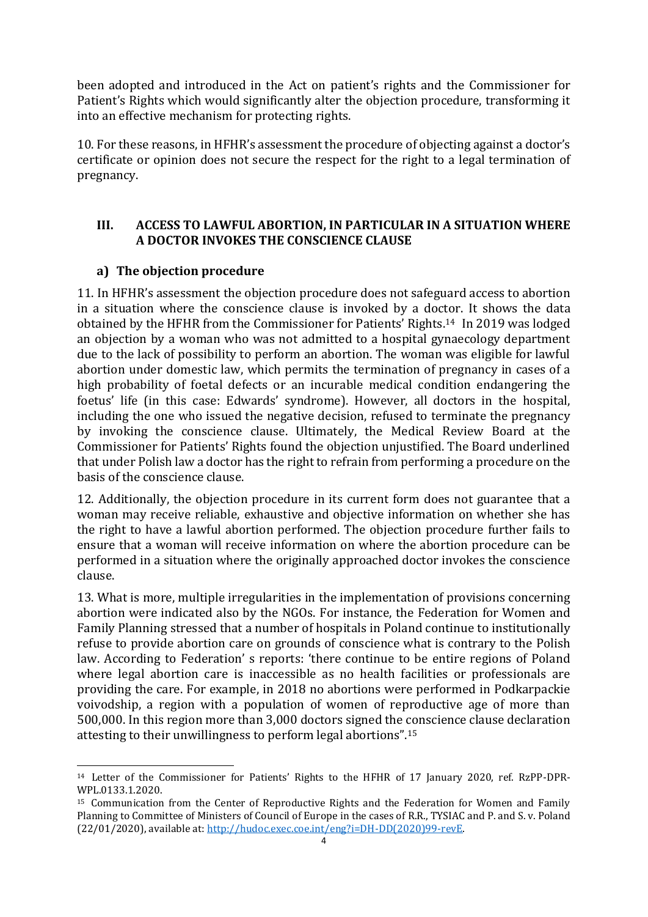been adopted and introduced in the Act on patient's rights and the Commissioner for Patient's Rights which would significantly alter the objection procedure, transforming it into an effective mechanism for protecting rights.

10. For these reasons, in HFHR's assessment the procedure of objecting against a doctor's certificate or opinion does not secure the respect for the right to a legal termination of pregnancy.

## III. ACCESS TO LAWFUL ABORTION, IN PARTICULAR IN A SITUATION WHERE A DOCTOR INVOKES THE CONSCIENCE CLAUSE

### a) The objection procedure

11. In HFHR's assessment the objection procedure does not safeguard access to abortion in a situation where the conscience clause is invoked by a doctor. It shows the data obtained by the HFHR from the Commissioner for Patients' Rights.[14] In 2019 was lodged an objection by a woman who was not admitted to a hospital gynaecology department due to the lack of possibility to perform an abortion. The woman was eligible for lawful abortion under domestic law, which permits the termination of pregnancy in cases of a high probability of foetal defects or an incurable medical condition endangering the foetus' life (in this case: Edwards' syndrome). However, all doctors in the hospital, including the one who issued the negative decision, refused to terminate the pregnancy by invoking the conscience clause. Ultimately, the Medical Review Board at the Commissioner for Patients' Rights found the objection unjustified. The Board underlined that under Polish law a doctor has the right to refrain from performing a procedure on the basis of the conscience clause.

12. Additionally, the objection procedure in its current form does not guarantee that a woman may receive reliable, exhaustive and objective information on whether she has the right to have a lawful abortion performed. The objection procedure further fails to ensure that a woman will receive information on where the abortion procedure can be performed in a situation where the originally approached doctor invokes the conscience clause.

13. What is more, multiple irregularities in the implementation of provisions concerning abortion were indicated also by the NGOs. For instance, the Federation for Women and Family Planning stressed that a number of hospitals in Poland continue to institutionally refuse to provide abortion care on grounds of conscience what is contrary to the Polish law. According to Federation' s reports: 'there continue to be entire regions of Poland where legal abortion care is inaccessible as no health facilities or professionals are providing the care. For example, in 2018 no abortions were performed in Podkarpackie voivodship, a region with a population of women of reproductive age of more than 500,000. In this region more than 3,000 doctors signed the conscience clause declaration attesting to their unwillingness to perform legal abortions".[15]

---

[14] Letter of the Commissioner for Patients' Rights to the HFHR of 17 January 2020, ref. RzPP-DPR-WPL.0133.1.2020.

[15] Communication from the Center of Reproductive Rights and the Federation for Women and Family Planning to Committee of Ministers of Council of Europe in the cases of R.R., TYSIAC and P. and S. v. Poland (22/01/2020), available at: http://hudoc.exec.coe.int/eng?i=DH-DD(2020)99-revE.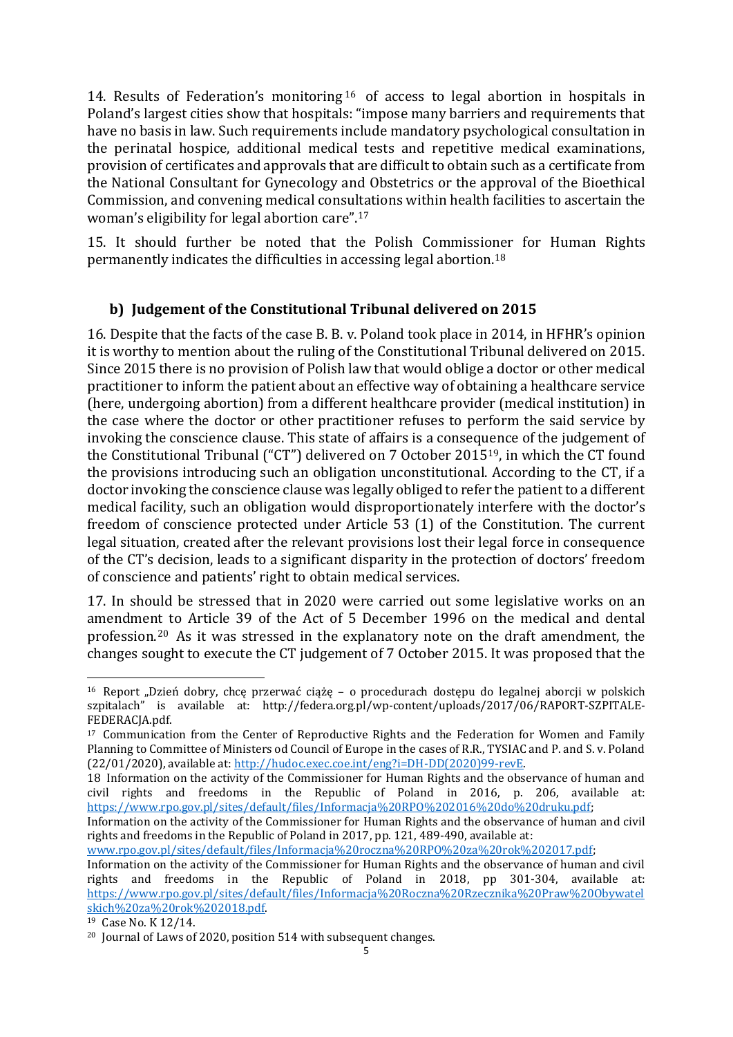14. Results of Federation's monitoring[16] of access to legal abortion in hospitals in Poland's largest cities show that hospitals: "impose many barriers and requirements that have no basis in law. Such requirements include mandatory psychological consultation in the perinatal hospice, additional medical tests and repetitive medical examinations, provision of certificates and approvals that are difficult to obtain such as a certificate from the National Consultant for Gynecology and Obstetrics or the approval of the Bioethical Commission, and convening medical consultations within health facilities to ascertain the woman's eligibility for legal abortion care".[17]

15. It should further be noted that the Polish Commissioner for Human Rights permanently indicates the difficulties in accessing legal abortion.[18]

### b) Judgement of the Constitutional Tribunal delivered on 2015

16. Despite that the facts of the case B. B. v. Poland took place in 2014, in HFHR's opinion it is worthy to mention about the ruling of the Constitutional Tribunal delivered on 2015. Since 2015 there is no provision of Polish law that would oblige a doctor or other medical practitioner to inform the patient about an effective way of obtaining a healthcare service (here, undergoing abortion) from a different healthcare provider (medical institution) in the case where the doctor or other practitioner refuses to perform the said service by invoking the conscience clause. This state of affairs is a consequence of the judgement of the Constitutional Tribunal ("CT") delivered on 7 October 2015[19], in which the CT found the provisions introducing such an obligation unconstitutional. According to the CT, if a doctor invoking the conscience clause was legally obliged to refer the patient to a different medical facility, such an obligation would disproportionately interfere with the doctor's freedom of conscience protected under Article 53 (1) of the Constitution. The current legal situation, created after the relevant provisions lost their legal force in consequence of the CT's decision, leads to a significant disparity in the protection of doctors' freedom of conscience and patients' right to obtain medical services.

17. In should be stressed that in 2020 were carried out some legislative works on an amendment to Article 39 of the Act of 5 December 1996 on the medical and dental profession.[20] As it was stressed in the explanatory note on the draft amendment, the changes sought to execute the CT judgement of 7 October 2015. It was proposed that the

---

[16] Report „Dzień dobry, chcę przerwać ciążę – o procedurach dostępu do legalnej aborcji w polskich szpitalach" is available at: http://federa.org.pl/wp-content/uploads/2017/06/RAPORT-SZPITALE-FEDERACJA.pdf.

[17] Communication from the Center of Reproductive Rights and the Federation for Women and Family Planning to Committee of Ministers od Council of Europe in the cases of R.R., TYSIAC and P. and S. v. Poland (22/01/2020), available at: http://hudoc.exec.coe.int/eng?i=DH-DD(2020)99-revE.

[18] Information on the activity of the Commissioner for Human Rights and the observance of human and civil rights and freedoms in the Republic of Poland in 2016, p. 206, available at: https://www.rpo.gov.pl/sites/default/files/Informacja%20RPO%202016%20do%20druku.pdf;
Information on the activity of the Commissioner for Human Rights and the observance of human and civil rights and freedoms in the Republic of Poland in 2017, pp. 121, 489-490, available at: www.rpo.gov.pl/sites/default/files/Informacja%20roczna%20RPO%20za%20rok%202017.pdf;
Information on the activity of the Commissioner for Human Rights and the observance of human and civil rights and freedoms in the Republic of Poland in 2018, pp 301-304, available at: https://www.rpo.gov.pl/sites/default/files/Informacja%20Roczna%20Rzecznika%20Praw%20Obywatelskich%20za%20rok%202018.pdf.

[19] Case No. K 12/14.

[20] Journal of Laws of 2020, position 514 with subsequent changes.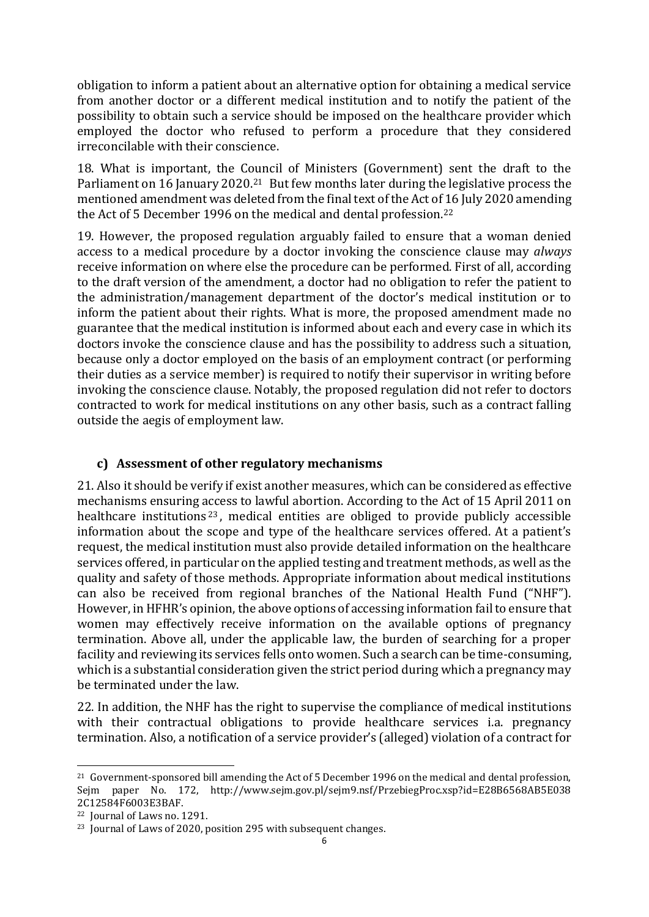obligation to inform a patient about an alternative option for obtaining a medical service from another doctor or a different medical institution and to notify the patient of the possibility to obtain such a service should be imposed on the healthcare provider which employed the doctor who refused to perform a procedure that they considered irreconcilable with their conscience.

18. What is important, the Council of Ministers (Government) sent the draft to the Parliament on 16 January 2020.[21] But few months later during the legislative process the mentioned amendment was deleted from the final text of the Act of 16 July 2020 amending the Act of 5 December 1996 on the medical and dental profession.[22]

19. However, the proposed regulation arguably failed to ensure that a woman denied access to a medical procedure by a doctor invoking the conscience clause may *always* receive information on where else the procedure can be performed. First of all, according to the draft version of the amendment, a doctor had no obligation to refer the patient to the administration/management department of the doctor's medical institution or to inform the patient about their rights. What is more, the proposed amendment made no guarantee that the medical institution is informed about each and every case in which its doctors invoke the conscience clause and has the possibility to address such a situation, because only a doctor employed on the basis of an employment contract (or performing their duties as a service member) is required to notify their supervisor in writing before invoking the conscience clause. Notably, the proposed regulation did not refer to doctors contracted to work for medical institutions on any other basis, such as a contract falling outside the aegis of employment law.

### c) Assessment of other regulatory mechanisms

21. Also it should be verify if exist another measures, which can be considered as effective mechanisms ensuring access to lawful abortion. According to the Act of 15 April 2011 on healthcare institutions[23], medical entities are obliged to provide publicly accessible information about the scope and type of the healthcare services offered. At a patient's request, the medical institution must also provide detailed information on the healthcare services offered, in particular on the applied testing and treatment methods, as well as the quality and safety of those methods. Appropriate information about medical institutions can also be received from regional branches of the National Health Fund ("NHF"). However, in HFHR's opinion, the above options of accessing information fail to ensure that women may effectively receive information on the available options of pregnancy termination. Above all, under the applicable law, the burden of searching for a proper facility and reviewing its services fells onto women. Such a search can be time-consuming, which is a substantial consideration given the strict period during which a pregnancy may be terminated under the law.

22. In addition, the NHF has the right to supervise the compliance of medical institutions with their contractual obligations to provide healthcare services i.a. pregnancy termination. Also, a notification of a service provider's (alleged) violation of a contract for

[21] Government-sponsored bill amending the Act of 5 December 1996 on the medical and dental profession, Sejm paper No. 172, http://www.sejm.gov.pl/sejm9.nsf/PrzebiegProc.xsp?id=E28B6568AB5E038 2C12584F6003E3BAF.

[22] Journal of Laws no. 1291.

[23] Journal of Laws of 2020, position 295 with subsequent changes.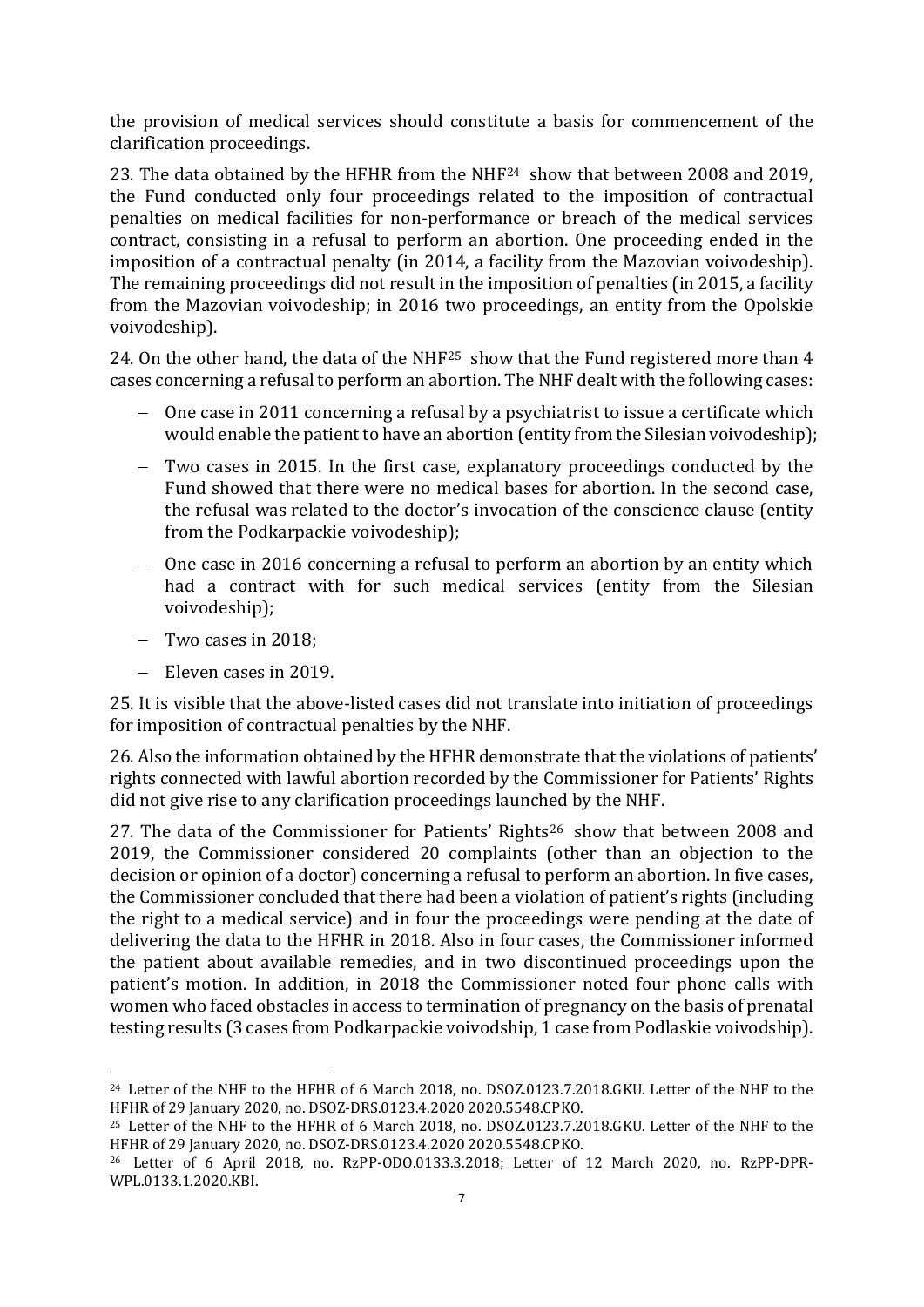the provision of medical services should constitute a basis for commencement of the clarification proceedings.

23. The data obtained by the HFHR from the NHF[24] show that between 2008 and 2019, the Fund conducted only four proceedings related to the imposition of contractual penalties on medical facilities for non-performance or breach of the medical services contract, consisting in a refusal to perform an abortion. One proceeding ended in the imposition of a contractual penalty (in 2014, a facility from the Mazovian voivodeship). The remaining proceedings did not result in the imposition of penalties (in 2015, a facility from the Mazovian voivodeship; in 2016 two proceedings, an entity from the Opolskie voivodeship).

24. On the other hand, the data of the NHF[25] show that the Fund registered more than 4 cases concerning a refusal to perform an abortion. The NHF dealt with the following cases:

- One case in 2011 concerning a refusal by a psychiatrist to issue a certificate which would enable the patient to have an abortion (entity from the Silesian voivodeship);
- Two cases in 2015. In the first case, explanatory proceedings conducted by the Fund showed that there were no medical bases for abortion. In the second case, the refusal was related to the doctor's invocation of the conscience clause (entity from the Podkarpackie voivodeship);
- One case in 2016 concerning a refusal to perform an abortion by an entity which had a contract with for such medical services (entity from the Silesian voivodeship);
- Two cases in 2018;
- Eleven cases in 2019.

25. It is visible that the above-listed cases did not translate into initiation of proceedings for imposition of contractual penalties by the NHF.

26. Also the information obtained by the HFHR demonstrate that the violations of patients' rights connected with lawful abortion recorded by the Commissioner for Patients' Rights did not give rise to any clarification proceedings launched by the NHF.

27. The data of the Commissioner for Patients' Rights[26] show that between 2008 and 2019, the Commissioner considered 20 complaints (other than an objection to the decision or opinion of a doctor) concerning a refusal to perform an abortion. In five cases, the Commissioner concluded that there had been a violation of patient's rights (including the right to a medical service) and in four the proceedings were pending at the date of delivering the data to the HFHR in 2018. Also in four cases, the Commissioner informed the patient about available remedies, and in two discontinued proceedings upon the patient's motion. In addition, in 2018 the Commissioner noted four phone calls with women who faced obstacles in access to termination of pregnancy on the basis of prenatal testing results (3 cases from Podkarpackie voivodship, 1 case from Podlaskie voivodship).

---

[24] Letter of the NHF to the HFHR of 6 March 2018, no. DSOZ.0123.7.2018.GKU. Letter of the NHF to the HFHR of 29 January 2020, no. DSOZ-DRS.0123.4.2020 2020.5548.CPKO.

[25] Letter of the NHF to the HFHR of 6 March 2018, no. DSOZ.0123.7.2018.GKU. Letter of the NHF to the HFHR of 29 January 2020, no. DSOZ-DRS.0123.4.2020 2020.5548.CPKO.

[26] Letter of 6 April 2018, no. RzPP-ODO.0133.3.2018; Letter of 12 March 2020, no. RzPP-DPR-WPL.0133.1.2020.KBI.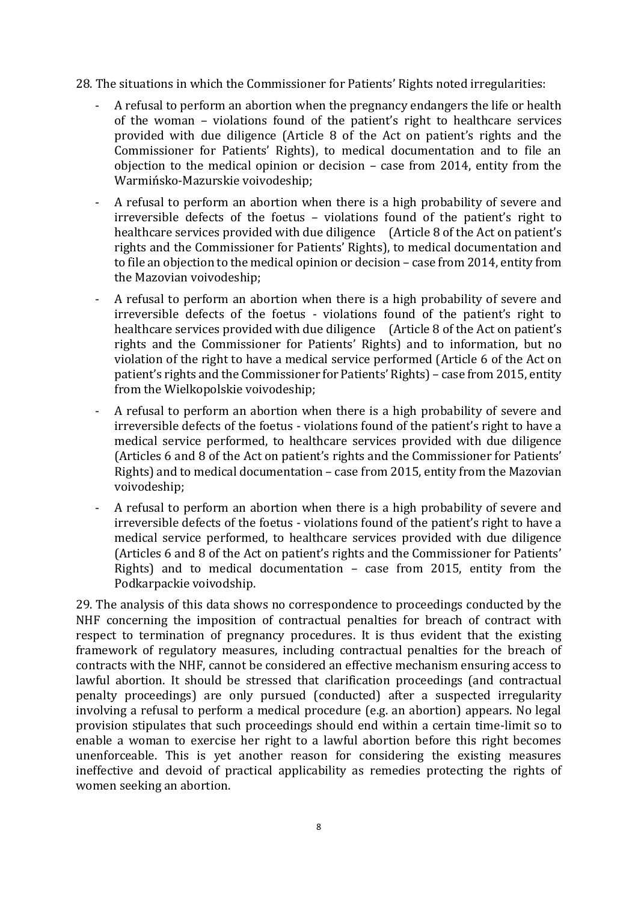28. The situations in which the Commissioner for Patients' Rights noted irregularities:

- A refusal to perform an abortion when the pregnancy endangers the life or health of the woman – violations found of the patient's right to healthcare services provided with due diligence (Article 8 of the Act on patient's rights and the Commissioner for Patients' Rights), to medical documentation and to file an objection to the medical opinion or decision – case from 2014, entity from the Warmińsko-Mazurskie voivodeship;
- A refusal to perform an abortion when there is a high probability of severe and irreversible defects of the foetus – violations found of the patient's right to healthcare services provided with due diligence (Article 8 of the Act on patient's rights and the Commissioner for Patients' Rights), to medical documentation and to file an objection to the medical opinion or decision – case from 2014, entity from the Mazovian voivodeship;
- A refusal to perform an abortion when there is a high probability of severe and irreversible defects of the foetus - violations found of the patient's right to healthcare services provided with due diligence (Article 8 of the Act on patient's rights and the Commissioner for Patients' Rights) and to information, but no violation of the right to have a medical service performed (Article 6 of the Act on patient's rights and the Commissioner for Patients' Rights) – case from 2015, entity from the Wielkopolskie voivodeship;
- A refusal to perform an abortion when there is a high probability of severe and irreversible defects of the foetus - violations found of the patient's right to have a medical service performed, to healthcare services provided with due diligence (Articles 6 and 8 of the Act on patient's rights and the Commissioner for Patients' Rights) and to medical documentation – case from 2015, entity from the Mazovian voivodeship;
- A refusal to perform an abortion when there is a high probability of severe and irreversible defects of the foetus - violations found of the patient's right to have a medical service performed, to healthcare services provided with due diligence (Articles 6 and 8 of the Act on patient's rights and the Commissioner for Patients' Rights) and to medical documentation – case from 2015, entity from the Podkarpackie voivodship.

29. The analysis of this data shows no correspondence to proceedings conducted by the NHF concerning the imposition of contractual penalties for breach of contract with respect to termination of pregnancy procedures. It is thus evident that the existing framework of regulatory measures, including contractual penalties for the breach of contracts with the NHF, cannot be considered an effective mechanism ensuring access to lawful abortion. It should be stressed that clarification proceedings (and contractual penalty proceedings) are only pursued (conducted) after a suspected irregularity involving a refusal to perform a medical procedure (e.g. an abortion) appears. No legal provision stipulates that such proceedings should end within a certain time-limit so to enable a woman to exercise her right to a lawful abortion before this right becomes unenforceable. This is yet another reason for considering the existing measures ineffective and devoid of practical applicability as remedies protecting the rights of women seeking an abortion.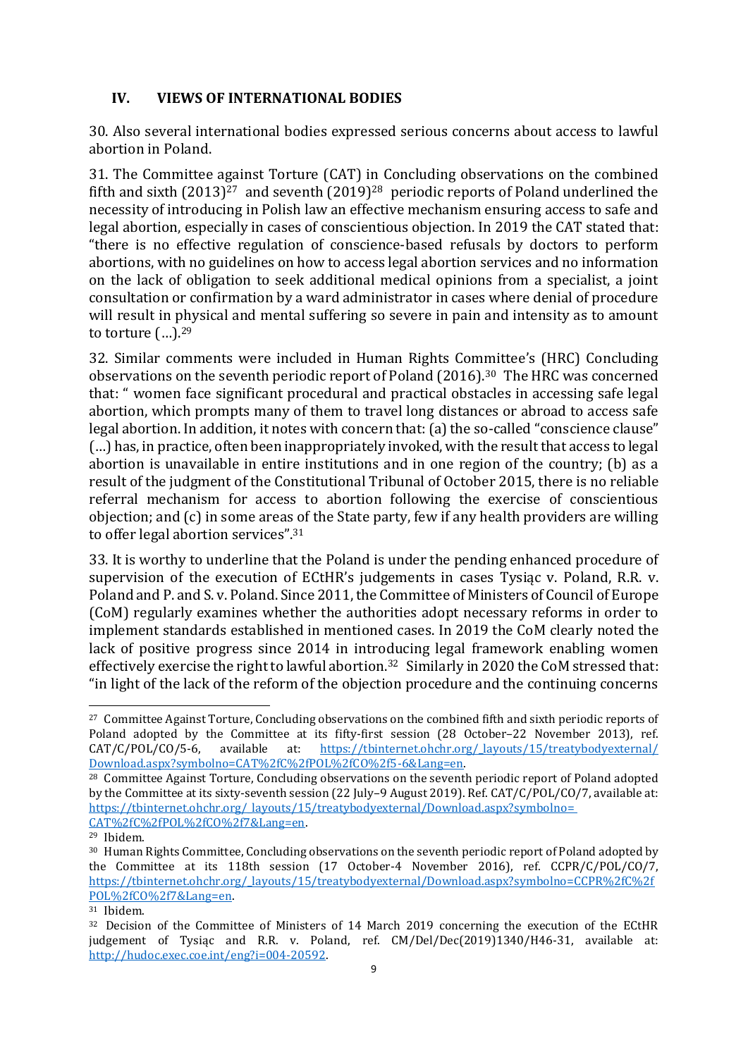## IV. VIEWS OF INTERNATIONAL BODIES

30. Also several international bodies expressed serious concerns about access to lawful abortion in Poland.

31. The Committee against Torture (CAT) in Concluding observations on the combined fifth and sixth (2013)[27] and seventh (2019)[28] periodic reports of Poland underlined the necessity of introducing in Polish law an effective mechanism ensuring access to safe and legal abortion, especially in cases of conscientious objection. In 2019 the CAT stated that: "there is no effective regulation of conscience-based refusals by doctors to perform abortions, with no guidelines on how to access legal abortion services and no information on the lack of obligation to seek additional medical opinions from a specialist, a joint consultation or confirmation by a ward administrator in cases where denial of procedure will result in physical and mental suffering so severe in pain and intensity as to amount to torture (…).[29]

32. Similar comments were included in Human Rights Committee's (HRC) Concluding observations on the seventh periodic report of Poland (2016).[30] The HRC was concerned that: " women face significant procedural and practical obstacles in accessing safe legal abortion, which prompts many of them to travel long distances or abroad to access safe legal abortion. In addition, it notes with concern that: (a) the so-called "conscience clause" (…) has, in practice, often been inappropriately invoked, with the result that access to legal abortion is unavailable in entire institutions and in one region of the country; (b) as a result of the judgment of the Constitutional Tribunal of October 2015, there is no reliable referral mechanism for access to abortion following the exercise of conscientious objection; and (c) in some areas of the State party, few if any health providers are willing to offer legal abortion services".[31]

33. It is worthy to underline that the Poland is under the pending enhanced procedure of supervision of the execution of ECtHR's judgements in cases Tysiąc v. Poland, R.R. v. Poland and P. and S. v. Poland. Since 2011, the Committee of Ministers of Council of Europe (CoM) regularly examines whether the authorities adopt necessary reforms in order to implement standards established in mentioned cases. In 2019 the CoM clearly noted the lack of positive progress since 2014 in introducing legal framework enabling women effectively exercise the right to lawful abortion.[32] Similarly in 2020 the CoM stressed that: "in light of the lack of the reform of the objection procedure and the continuing concerns

---

[27] Committee Against Torture, Concluding observations on the combined fifth and sixth periodic reports of Poland adopted by the Committee at its fifty-first session (28 October–22 November 2013), ref. CAT/C/POL/CO/5-6, available at: https://tbinternet.ohchr.org/_layouts/15/treatybodyexternal/Download.aspx?symbolno=CAT%2fC%2fPOL%2fCO%2f5-6&Lang=en.

[28] Committee Against Torture, Concluding observations on the seventh periodic report of Poland adopted by the Committee at its sixty-seventh session (22 July–9 August 2019). Ref. CAT/C/POL/CO/7, available at: https://tbinternet.ohchr.org/_layouts/15/treatybodyexternal/Download.aspx?symbolno=CAT%2fC%2fPOL%2fCO%2f7&Lang=en.

[29] Ibidem.

[30] Human Rights Committee, Concluding observations on the seventh periodic report of Poland adopted by the Committee at its 118th session (17 October-4 November 2016), ref. CCPR/C/POL/CO/7, https://tbinternet.ohchr.org/_layouts/15/treatybodyexternal/Download.aspx?symbolno=CCPR%2fC%2fPOL%2fCO%2f7&Lang=en.

[31] Ibidem.

[32] Decision of the Committee of Ministers of 14 March 2019 concerning the execution of the ECtHR judgement of Tysiąc and R.R. v. Poland, ref. CM/Del/Dec(2019)1340/H46-31, available at: http://hudoc.exec.coe.int/eng?i=004-20592.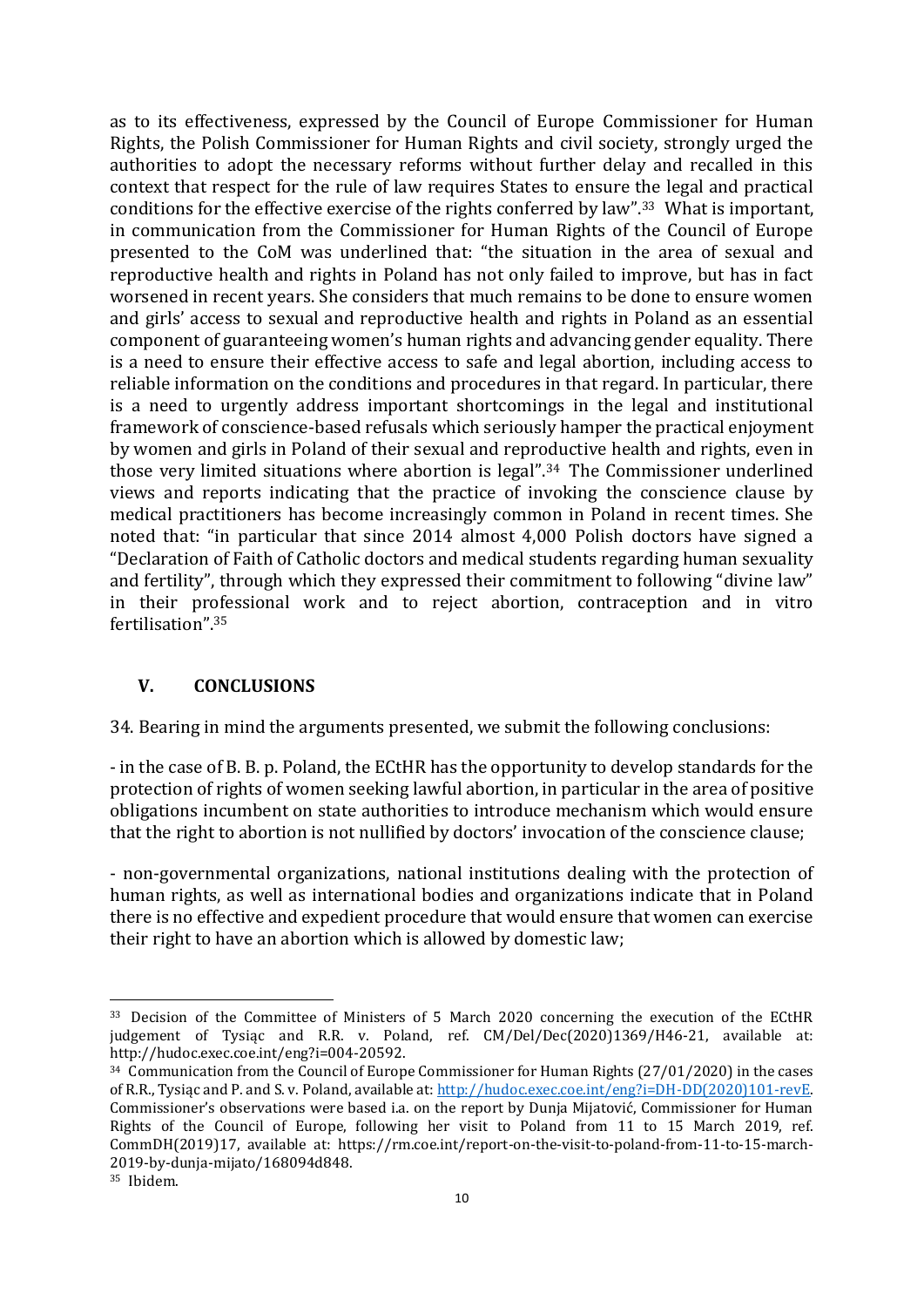as to its effectiveness, expressed by the Council of Europe Commissioner for Human Rights, the Polish Commissioner for Human Rights and civil society, strongly urged the authorities to adopt the necessary reforms without further delay and recalled in this context that respect for the rule of law requires States to ensure the legal and practical conditions for the effective exercise of the rights conferred by law".[33] What is important, in communication from the Commissioner for Human Rights of the Council of Europe presented to the CoM was underlined that: "the situation in the area of sexual and reproductive health and rights in Poland has not only failed to improve, but has in fact worsened in recent years. She considers that much remains to be done to ensure women and girls' access to sexual and reproductive health and rights in Poland as an essential component of guaranteeing women's human rights and advancing gender equality. There is a need to ensure their effective access to safe and legal abortion, including access to reliable information on the conditions and procedures in that regard. In particular, there is a need to urgently address important shortcomings in the legal and institutional framework of conscience-based refusals which seriously hamper the practical enjoyment by women and girls in Poland of their sexual and reproductive health and rights, even in those very limited situations where abortion is legal".[34] The Commissioner underlined views and reports indicating that the practice of invoking the conscience clause by medical practitioners has become increasingly common in Poland in recent times. She noted that: "in particular that since 2014 almost 4,000 Polish doctors have signed a "Declaration of Faith of Catholic doctors and medical students regarding human sexuality and fertility", through which they expressed their commitment to following "divine law" in their professional work and to reject abortion, contraception and in vitro fertilisation".[35]

## V. CONCLUSIONS

34. Bearing in mind the arguments presented, we submit the following conclusions:

- in the case of B. B. p. Poland, the ECtHR has the opportunity to develop standards for the protection of rights of women seeking lawful abortion, in particular in the area of positive obligations incumbent on state authorities to introduce mechanism which would ensure that the right to abortion is not nullified by doctors' invocation of the conscience clause;

- non-governmental organizations, national institutions dealing with the protection of human rights, as well as international bodies and organizations indicate that in Poland there is no effective and expedient procedure that would ensure that women can exercise their right to have an abortion which is allowed by domestic law;

---

[33] Decision of the Committee of Ministers of 5 March 2020 concerning the execution of the ECtHR judgement of Tysiąc and R.R. v. Poland, ref. CM/Del/Dec(2020)1369/H46-21, available at: http://hudoc.exec.coe.int/eng?i=004-20592.

[34] Communication from the Council of Europe Commissioner for Human Rights (27/01/2020) in the cases of R.R., Tysiąc and P. and S. v. Poland, available at: http://hudoc.exec.coe.int/eng?i=DH-DD(2020)101-revE. Commissioner's observations were based i.a. on the report by Dunja Mijatović, Commissioner for Human Rights of the Council of Europe, following her visit to Poland from 11 to 15 March 2019, ref. CommDH(2019)17, available at: https://rm.coe.int/report-on-the-visit-to-poland-from-11-to-15-march-2019-by-dunja-mijato/168094d848.

[35] Ibidem.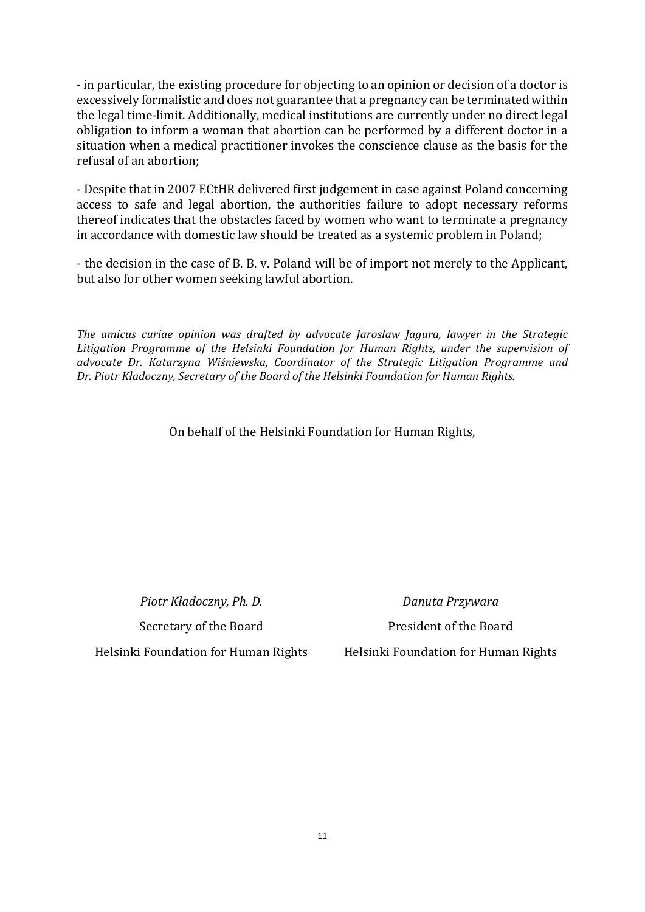- in particular, the existing procedure for objecting to an opinion or decision of a doctor is excessively formalistic and does not guarantee that a pregnancy can be terminated within the legal time-limit. Additionally, medical institutions are currently under no direct legal obligation to inform a woman that abortion can be performed by a different doctor in a situation when a medical practitioner invokes the conscience clause as the basis for the refusal of an abortion;

- Despite that in 2007 ECtHR delivered first judgement in case against Poland concerning access to safe and legal abortion, the authorities failure to adopt necessary reforms thereof indicates that the obstacles faced by women who want to terminate a pregnancy in accordance with domestic law should be treated as a systemic problem in Poland;

- the decision in the case of B. B. v. Poland will be of import not merely to the Applicant, but also for other women seeking lawful abortion.

*The amicus curiae opinion was drafted by advocate Jaroslaw Jagura, lawyer in the Strategic Litigation Programme of the Helsinki Foundation for Human Rights, under the supervision of advocate Dr. Katarzyna Wiśniewska, Coordinator of the Strategic Litigation Programme and Dr. Piotr Kładoczny, Secretary of the Board of the Helsinki Foundation for Human Rights.*

On behalf of the Helsinki Foundation for Human Rights,

*Piotr Kładoczny, Ph. D.*

Secretary of the Board

Helsinki Foundation for Human Rights

*Danuta Przywara*

President of the Board

Helsinki Foundation for Human Rights